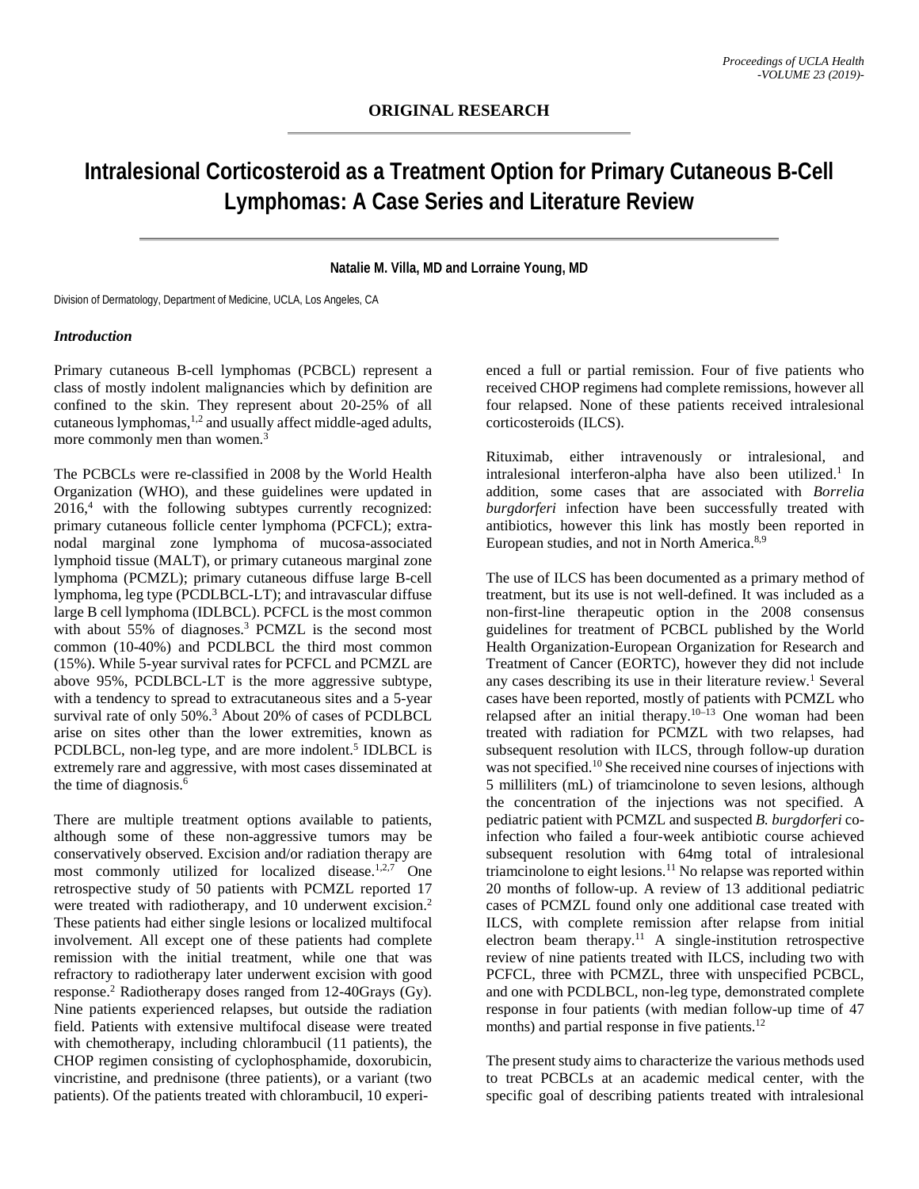**ORIGINAL RESEARCH**

# Intralesional Corticosteroid as a Treatment Option for Primary Cutaneous B-Cell Lymphomas: A Case Series and Literature Review

**Natalie M. Villa, MD and Lorraine Young, MD**

Division of Dermatology, Department of Medicine, UCLA, Los Angeles, CA

### *Introduction*

Primary cutaneous B-cell lymphomas (PCBCL) represent a class of mostly indolent malignancies which by definition are confined to the skin. They represent about 20-25% of all cutaneous lymphomas,[1,2] and usually affect middle-aged adults, more commonly men than women.[3]

The PCBCLs were re-classified in 2008 by the World Health Organization (WHO), and these guidelines were updated in 2016,[4] with the following subtypes currently recognized: primary cutaneous follicle center lymphoma (PCFCL); extra-nodal marginal zone lymphoma of mucosa-associated lymphoid tissue (MALT), or primary cutaneous marginal zone lymphoma (PCMZL); primary cutaneous diffuse large B-cell lymphoma, leg type (PCDLBCL-LT); and intravascular diffuse large B cell lymphoma (IDLBCL). PCFCL is the most common with about 55% of diagnoses.[3] PCMZL is the second most common (10-40%) and PCDLBCL the third most common (15%). While 5-year survival rates for PCFCL and PCMZL are above 95%, PCDLBCL-LT is the more aggressive subtype, with a tendency to spread to extracutaneous sites and a 5-year survival rate of only 50%.[3] About 20% of cases of PCDLBCL arise on sites other than the lower extremities, known as PCDLBCL, non-leg type, and are more indolent.[5] IDLBCL is extremely rare and aggressive, with most cases disseminated at the time of diagnosis.[6]

There are multiple treatment options available to patients, although some of these non-aggressive tumors may be conservatively observed. Excision and/or radiation therapy are most commonly utilized for localized disease.[1,2,7] One retrospective study of 50 patients with PCMZL reported 17 were treated with radiotherapy, and 10 underwent excision.[2] These patients had either single lesions or localized multifocal involvement. All except one of these patients had complete remission with the initial treatment, while one that was refractory to radiotherapy later underwent excision with good response.[2] Radiotherapy doses ranged from 12-40Grays (Gy). Nine patients experienced relapses, but outside the radiation field. Patients with extensive multifocal disease were treated with chemotherapy, including chlorambucil (11 patients), the CHOP regimen consisting of cyclophosphamide, doxorubicin, vincristine, and prednisone (three patients), or a variant (two patients). Of the patients treated with chlorambucil, 10 experienced a full or partial remission. Four of five patients who received CHOP regimens had complete remissions, however all four relapsed. None of these patients received intralesional corticosteroids (ILCS).

Rituximab, either intravenously or intralesional, and intralesional interferon-alpha have also been utilized.[1] In addition, some cases that are associated with *Borrelia burgdorferi* infection have been successfully treated with antibiotics, however this link has mostly been reported in European studies, and not in North America.[8,9]

The use of ILCS has been documented as a primary method of treatment, but its use is not well-defined. It was included as a non-first-line therapeutic option in the 2008 consensus guidelines for treatment of PCBCL published by the World Health Organization-European Organization for Research and Treatment of Cancer (EORTC), however they did not include any cases describing its use in their literature review.[1] Several cases have been reported, mostly of patients with PCMZL who relapsed after an initial therapy.[10–13] One woman had been treated with radiation for PCMZL with two relapses, had subsequent resolution with ILCS, through follow-up duration was not specified.[10] She received nine courses of injections with 5 milliliters (mL) of triamcinolone to seven lesions, although the concentration of the injections was not specified. A pediatric patient with PCMZL and suspected *B. burgdorferi* co-infection who failed a four-week antibiotic course achieved subsequent resolution with 64mg total of intralesional triamcinolone to eight lesions.[11] No relapse was reported within 20 months of follow-up. A review of 13 additional pediatric cases of PCMZL found only one additional case treated with ILCS, with complete remission after relapse from initial electron beam therapy.[11] A single-institution retrospective review of nine patients treated with ILCS, including two with PCFCL, three with PCMZL, three with unspecified PCBCL, and one with PCDLBCL, non-leg type, demonstrated complete response in four patients (with median follow-up time of 47 months) and partial response in five patients.[12]

The present study aims to characterize the various methods used to treat PCBCLs at an academic medical center, with the specific goal of describing patients treated with intralesional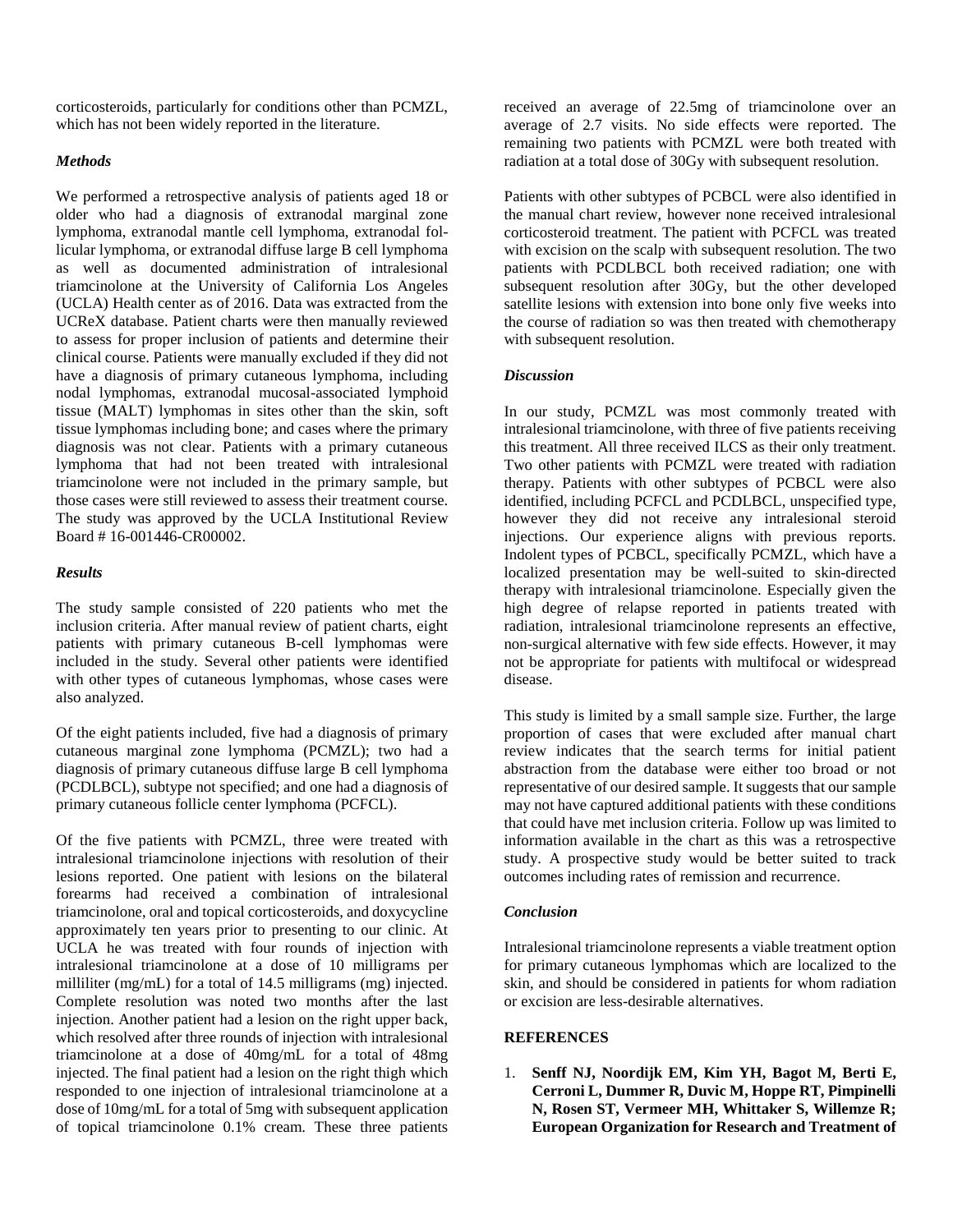corticosteroids, particularly for conditions other than PCMZL, which has not been widely reported in the literature.

### *Methods*

We performed a retrospective analysis of patients aged 18 or older who had a diagnosis of extranodal marginal zone lymphoma, extranodal mantle cell lymphoma, extranodal follicular lymphoma, or extranodal diffuse large B cell lymphoma as well as documented administration of intralesional triamcinolone at the University of California Los Angeles (UCLA) Health center as of 2016. Data was extracted from the UCReX database. Patient charts were then manually reviewed to assess for proper inclusion of patients and determine their clinical course. Patients were manually excluded if they did not have a diagnosis of primary cutaneous lymphoma, including nodal lymphomas, extranodal mucosal-associated lymphoid tissue (MALT) lymphomas in sites other than the skin, soft tissue lymphomas including bone; and cases where the primary diagnosis was not clear. Patients with a primary cutaneous lymphoma that had not been treated with intralesional triamcinolone were not included in the primary sample, but those cases were still reviewed to assess their treatment course. The study was approved by the UCLA Institutional Review Board # 16-001446-CR00002.

### *Results*

The study sample consisted of 220 patients who met the inclusion criteria. After manual review of patient charts, eight patients with primary cutaneous B-cell lymphomas were included in the study. Several other patients were identified with other types of cutaneous lymphomas, whose cases were also analyzed.

Of the eight patients included, five had a diagnosis of primary cutaneous marginal zone lymphoma (PCMZL); two had a diagnosis of primary cutaneous diffuse large B cell lymphoma (PCDLBCL), subtype not specified; and one had a diagnosis of primary cutaneous follicle center lymphoma (PCFCL).

Of the five patients with PCMZL, three were treated with intralesional triamcinolone injections with resolution of their lesions reported. One patient with lesions on the bilateral forearms had received a combination of intralesional triamcinolone, oral and topical corticosteroids, and doxycycline approximately ten years prior to presenting to our clinic. At UCLA he was treated with four rounds of injection with intralesional triamcinolone at a dose of 10 milligrams per milliliter (mg/mL) for a total of 14.5 milligrams (mg) injected. Complete resolution was noted two months after the last injection. Another patient had a lesion on the right upper back, which resolved after three rounds of injection with intralesional triamcinolone at a dose of 40mg/mL for a total of 48mg injected. The final patient had a lesion on the right thigh which responded to one injection of intralesional triamcinolone at a dose of 10mg/mL for a total of 5mg with subsequent application of topical triamcinolone 0.1% cream. These three patients received an average of 22.5mg of triamcinolone over an average of 2.7 visits. No side effects were reported. The remaining two patients with PCMZL were both treated with radiation at a total dose of 30Gy with subsequent resolution.

Patients with other subtypes of PCBCL were also identified in the manual chart review, however none received intralesional corticosteroid treatment. The patient with PCFCL was treated with excision on the scalp with subsequent resolution. The two patients with PCDLBCL both received radiation; one with subsequent resolution after 30Gy, but the other developed satellite lesions with extension into bone only five weeks into the course of radiation so was then treated with chemotherapy with subsequent resolution.

### *Discussion*

In our study, PCMZL was most commonly treated with intralesional triamcinolone, with three of five patients receiving this treatment. All three received ILCS as their only treatment. Two other patients with PCMZL were treated with radiation therapy. Patients with other subtypes of PCBCL were also identified, including PCFCL and PCDLBCL, unspecified type, however they did not receive any intralesional steroid injections. Our experience aligns with previous reports. Indolent types of PCBCL, specifically PCMZL, which have a localized presentation may be well-suited to skin-directed therapy with intralesional triamcinolone. Especially given the high degree of relapse reported in patients treated with radiation, intralesional triamcinolone represents an effective, non-surgical alternative with few side effects. However, it may not be appropriate for patients with multifocal or widespread disease.

This study is limited by a small sample size. Further, the large proportion of cases that were excluded after manual chart review indicates that the search terms for initial patient abstraction from the database were either too broad or not representative of our desired sample. It suggests that our sample may not have captured additional patients with these conditions that could have met inclusion criteria. Follow up was limited to information available in the chart as this was a retrospective study. A prospective study would be better suited to track outcomes including rates of remission and recurrence.

### *Conclusion*

Intralesional triamcinolone represents a viable treatment option for primary cutaneous lymphomas which are localized to the skin, and should be considered in patients for whom radiation or excision are less-desirable alternatives.

## REFERENCES

1. **Senff NJ, Noordijk EM, Kim YH, Bagot M, Berti E, Cerroni L, Dummer R, Duvic M, Hoppe RT, Pimpinelli N, Rosen ST, Vermeer MH, Whittaker S, Willemze R; European Organization for Research and Treatment of**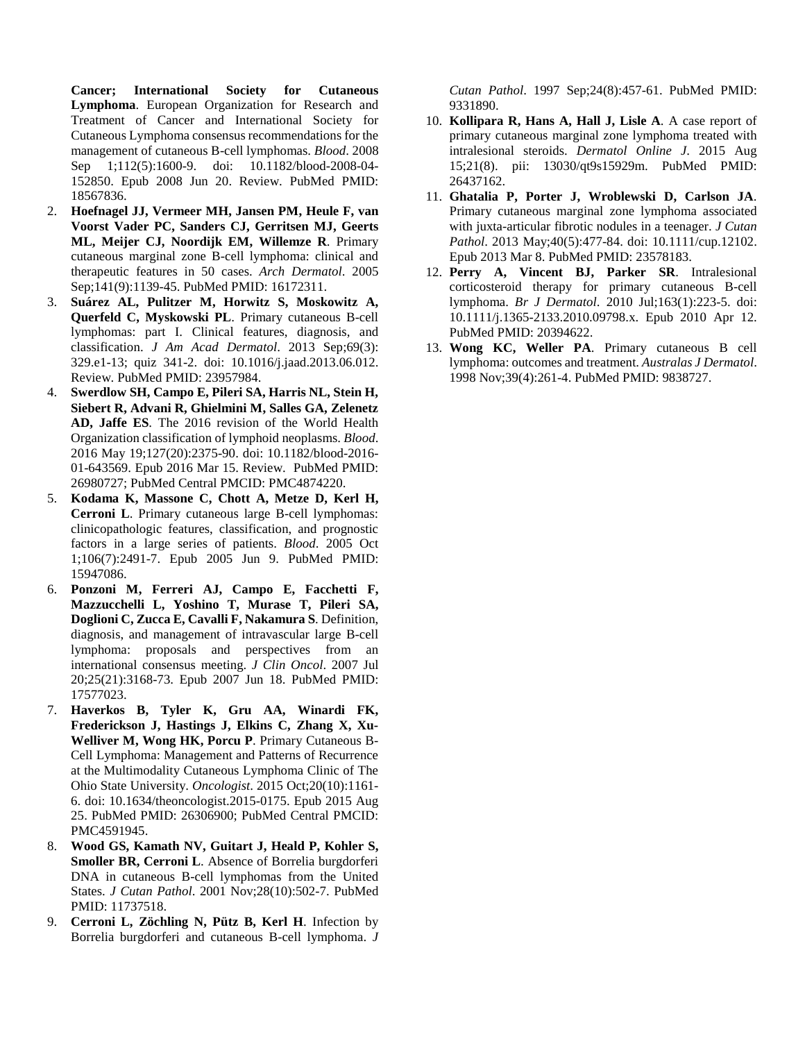**Cancer; International Society for Cutaneous Lymphoma**. European Organization for Research and Treatment of Cancer and International Society for Cutaneous Lymphoma consensus recommendations for the management of cutaneous B-cell lymphomas. *Blood*. 2008 Sep 1;112(5):1600-9. doi: 10.1182/blood-2008-04-152850. Epub 2008 Jun 20. Review. PubMed PMID: 18567836.

2. **Hoefnagel JJ, Vermeer MH, Jansen PM, Heule F, van Voorst Vader PC, Sanders CJ, Gerritsen MJ, Geerts ML, Meijer CJ, Noordijk EM, Willemze R**. Primary cutaneous marginal zone B-cell lymphoma: clinical and therapeutic features in 50 cases. *Arch Dermatol*. 2005 Sep;141(9):1139-45. PubMed PMID: 16172311.
3. **Suárez AL, Pulitzer M, Horwitz S, Moskowitz A, Querfeld C, Myskowski PL**. Primary cutaneous B-cell lymphomas: part I. Clinical features, diagnosis, and classification. *J Am Acad Dermatol*. 2013 Sep;69(3): 329.e1-13; quiz 341-2. doi: 10.1016/j.jaad.2013.06.012. Review. PubMed PMID: 23957984.
4. **Swerdlow SH, Campo E, Pileri SA, Harris NL, Stein H, Siebert R, Advani R, Ghielmini M, Salles GA, Zelenetz AD, Jaffe ES**. The 2016 revision of the World Health Organization classification of lymphoid neoplasms. *Blood*. 2016 May 19;127(20):2375-90. doi: 10.1182/blood-2016-01-643569. Epub 2016 Mar 15. Review. PubMed PMID: 26980727; PubMed Central PMCID: PMC4874220.
5. **Kodama K, Massone C, Chott A, Metze D, Kerl H, Cerroni L**. Primary cutaneous large B-cell lymphomas: clinicopathologic features, classification, and prognostic factors in a large series of patients. *Blood*. 2005 Oct 1;106(7):2491-7. Epub 2005 Jun 9. PubMed PMID: 15947086.
6. **Ponzoni M, Ferreri AJ, Campo E, Facchetti F, Mazzucchelli L, Yoshino T, Murase T, Pileri SA, Doglioni C, Zucca E, Cavalli F, Nakamura S**. Definition, diagnosis, and management of intravascular large B-cell lymphoma: proposals and perspectives from an international consensus meeting. *J Clin Oncol*. 2007 Jul 20;25(21):3168-73. Epub 2007 Jun 18. PubMed PMID: 17577023.
7. **Haverkos B, Tyler K, Gru AA, Winardi FK, Frederickson J, Hastings J, Elkins C, Zhang X, Xu-Welliver M, Wong HK, Porcu P**. Primary Cutaneous B-Cell Lymphoma: Management and Patterns of Recurrence at the Multimodality Cutaneous Lymphoma Clinic of The Ohio State University. *Oncologist*. 2015 Oct;20(10):1161-6. doi: 10.1634/theoncologist.2015-0175. Epub 2015 Aug 25. PubMed PMID: 26306900; PubMed Central PMCID: PMC4591945.
8. **Wood GS, Kamath NV, Guitart J, Heald P, Kohler S, Smoller BR, Cerroni L**. Absence of Borrelia burgdorferi DNA in cutaneous B-cell lymphomas from the United States. *J Cutan Pathol*. 2001 Nov;28(10):502-7. PubMed PMID: 11737518.
9. **Cerroni L, Zöchling N, Pütz B, Kerl H**. Infection by Borrelia burgdorferi and cutaneous B-cell lymphoma. *J Cutan Pathol*. 1997 Sep;24(8):457-61. PubMed PMID: 9331890.
10. **Kollipara R, Hans A, Hall J, Lisle A**. A case report of primary cutaneous marginal zone lymphoma treated with intralesional steroids. *Dermatol Online J*. 2015 Aug 15;21(8). pii: 13030/qt9s15929m. PubMed PMID: 26437162.
11. **Ghatalia P, Porter J, Wroblewski D, Carlson JA**. Primary cutaneous marginal zone lymphoma associated with juxta-articular fibrotic nodules in a teenager. *J Cutan Pathol*. 2013 May;40(5):477-84. doi: 10.1111/cup.12102. Epub 2013 Mar 8. PubMed PMID: 23578183.
12. **Perry A, Vincent BJ, Parker SR**. Intralesional corticosteroid therapy for primary cutaneous B-cell lymphoma. *Br J Dermatol*. 2010 Jul;163(1):223-5. doi: 10.1111/j.1365-2133.2010.09798.x. Epub 2010 Apr 12. PubMed PMID: 20394622.
13. **Wong KC, Weller PA**. Primary cutaneous B cell lymphoma: outcomes and treatment. *Australas J Dermatol*. 1998 Nov;39(4):261-4. PubMed PMID: 9838727.